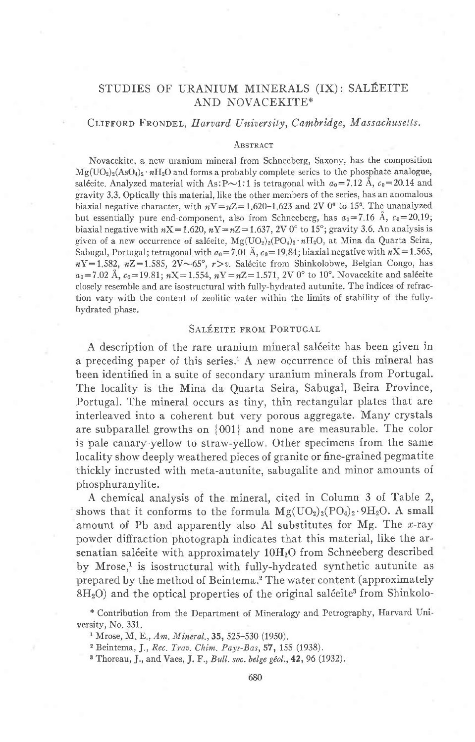# STUDIES OF URANIUM MINERALS (IX): SALÉEITE AND NOVACEKITE*

CLIFFORD FRONDEL, *Harvard University, Cambridge, Massachusetts.*

## ABSTRACT

Novacekite, a new uranium mineral from Schneeberg, Saxony, has the composition $Mg(UO_2)_2(AsO_4)_2 \cdot nH_2O$ and forms a probably complete series to the phosphate analogue, saléeite. Analyzed material with As:P∼1:1 is tetragonal with $a_0 = 7.12$ Å, $c_0 = 20.14$ and gravity 3.3. Optically this material, like the other members of the series, has an anomalous biaxial negative character, with $nY = nZ = 1.620$–$1.623$ and 2V 0° to 15°. The unanalyzed but essentially pure end-component, also from Schneeberg, has $a_0 = 7.16$ Å, $c_0 = 20.19$; biaxial negative with $nX = 1.620$, $nY = nZ = 1.637$, 2V 0° to 15°; gravity 3.6. An analysis is given of a new occurrence of saléeite, $Mg(UO_2)_2(PO_4)_2 \cdot nH_2O$, at Mina da Quarta Seira, Sabugal, Portugal; tetragonal with $a_0 = 7.01$ Å, $c_0 = 19.84$; biaxial negative with $nX = 1.565$, $nY = 1.582$, $nZ = 1.585$, 2V∼65°, $r > v$. Saléeite from Shinkolobwe, Belgian Congo, has $a_0 = 7.02$ Å, $c_0 = 19.81$; $nX = 1.554$, $nY = nZ = 1.571$, 2V 0° to 10°. Novacekite and saléeite closely resemble and are isostructural with fully-hydrated autunite. The indices of refraction vary with the content of zeolitic water within the limits of stability of the fully-hydrated phase.

## SALÉEITE FROM PORTUGAL

A description of the rare uranium mineral saléeite has been given in a preceding paper of this series.[1] A new occurrence of this mineral has been identified in a suite of secondary uranium minerals from Portugal. The locality is the Mina da Quarta Seira, Sabugal, Beira Province, Portugal. The mineral occurs as tiny, thin rectangular plates that are interleaved into a coherent but very porous aggregate. Many crystals are subparallel growths on {001} and none are measurable. The color is pale canary-yellow to straw-yellow. Other specimens from the same locality show deeply weathered pieces of granite or fine-grained pegmatite thickly incrusted with meta-autunite, sabugalite and minor amounts of phosphuranylite.

A chemical analysis of the mineral, cited in Column 3 of Table 2, shows that it conforms to the formula $Mg(UO_2)_2(PO_4)_2 \cdot 9H_2O$. A small amount of Pb and apparently also Al substitutes for Mg. The *x*-ray powder diffraction photograph indicates that this material, like the arsenatian saléeite with approximately $10H_2O$ from Schneeberg described by Mrose,[1] is isostructural with fully-hydrated synthetic autunite as prepared by the method of Beintema.[2] The water content (approximately $8H_2O$) and the optical properties of the original saléeite[3] from Shinkolo-

\* Contribution from the Department of Mineralogy and Petrography, Harvard University, No. 331.

[1] Mrose, M. E., *Am. Mineral.*, **35**, 525–530 (1950).

[2] Beintema, J., *Rec. Trav. Chim. Pays-Bas*, **57**, 155 (1938).

[3] Thoreau, J., and Vaes, J. F., *Bull. soc. belge géol.*, **42**, 96 (1932).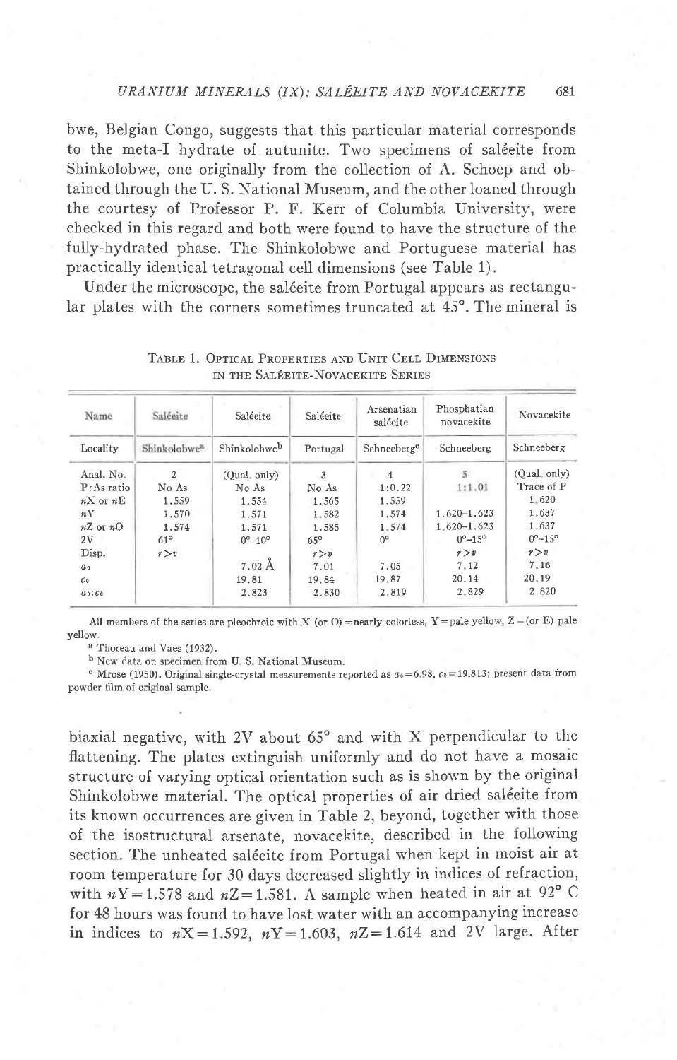bwe, Belgian Congo, suggests that this particular material corresponds to the meta-I hydrate of autunite. Two specimens of saléeite from Shinkolobwe, one originally from the collection of A. Schoep and obtained through the U. S. National Museum, and the other loaned through the courtesy of Professor P. F. Kerr of Columbia University, were checked in this regard and both were found to have the structure of the fully-hydrated phase. The Shinkolobwe and Portuguese material has practically identical tetragonal cell dimensions (see Table 1).

Under the microscope, the saléeite from Portugal appears as rectangular plates with the corners sometimes truncated at 45°. The mineral is

Table 1. Optical Properties and Unit Cell Dimensions in the Saléeite-Novacekite Series

| Name | Saléeite | Saléeite | Saléeite | Arsenatian saléeite | Phosphatian novacekite | Novacekite |
|---|---|---|---|---|---|---|
| Locality | Shinkolobwe[a] | Shinkolobwe[b] | Portugal | Schneeberg[c] | Schneeberg | Schneeberg |
| Anal. No. | 2 | (Qual. only) | 3 | 4 | 5 | (Qual. only) |
| P:As ratio | No As | No As | No As | 1:0.22 | 1:1.01 | Trace of P |
| $nX$ or $nE$ | 1.559 | 1.554 | 1.565 | 1.559 | | 1.620 |
| $nY$ | 1.570 | 1.571 | 1.582 | 1.574 | 1.620–1.623 | 1.637 |
| $nZ$ or $nO$ | 1.574 | 1.571 | 1.585 | 1.574 | 1.620–1.623 | 1.637 |
| 2V | 61° | 0°–10° | 65° | 0° | 0°–15° | 0°–15° |
| Disp. | $r>v$ | | $r>v$ | | $r>v$ | $r>v$ |
| $a_0$ | | 7.02 Å | 7.01 | 7.05 | 7.12 | 7.16 |
| $c_0$ | | 19.81 | 19.84 | 19.87 | 20.14 | 20.19 |
| $a_0:c_0$ | | 2.823 | 2.830 | 2.819 | 2.829 | 2.820 |

All members of the series are pleochroic with X (or O) = nearly colorless, Y = pale yellow, Z = (or E) pale yellow.

[a] Thoreau and Vaes (1932).

[b] New data on specimen from U. S. National Museum.

[c] Mrose (1950). Original single-crystal measurements reported as $a_0 = 6.98$, $c_0 = 19.813$; present data from powder film of original sample.

biaxial negative, with 2V about 65° and with X perpendicular to the flattening. The plates extinguish uniformly and do not have a mosaic structure of varying optical orientation such as is shown by the original Shinkolobwe material. The optical properties of air dried saléeite from its known occurrences are given in Table 2, beyond, together with those of the isostructural arsenate, novacekite, described in the following section. The unheated saléeite from Portugal when kept in moist air at room temperature for 30 days decreased slightly in indices of refraction, with $nY = 1.578$ and $nZ = 1.581$. A sample when heated in air at 92° C for 48 hours was found to have lost water with an accompanying increase in indices to $nX = 1.592$, $nY = 1.603$, $nZ = 1.614$ and 2V large. After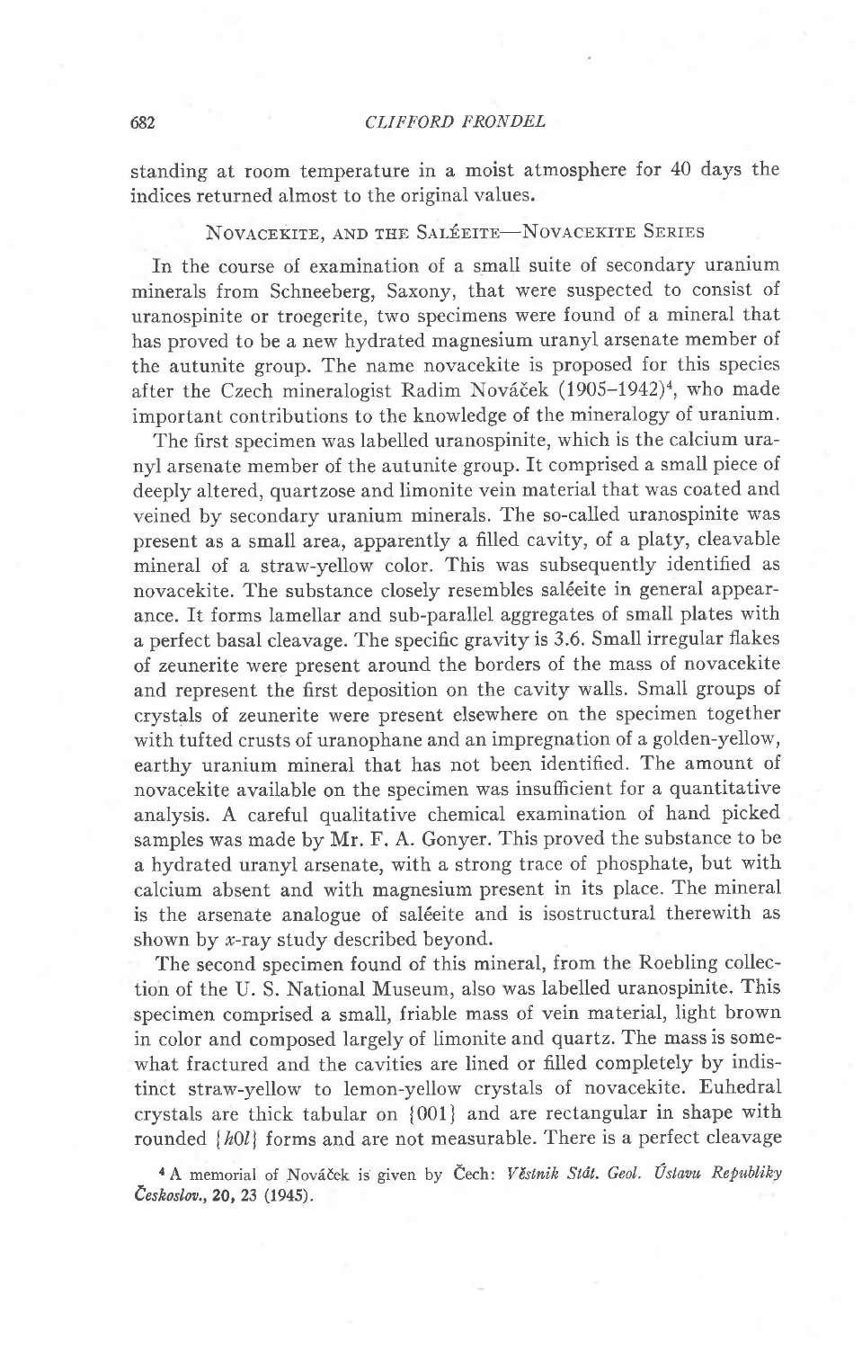standing at room temperature in a moist atmosphere for 40 days the indices returned almost to the original values.

## Novacekite, and the Saléeite—Novacekite Series

In the course of examination of a small suite of secondary uranium minerals from Schneeberg, Saxony, that were suspected to consist of uranospinite or troegerite, two specimens were found of a mineral that has proved to be a new hydrated magnesium uranyl arsenate member of the autunite group. The name novacekite is proposed for this species after the Czech mineralogist Radim Nováček (1905–1942)[4], who made important contributions to the knowledge of the mineralogy of uranium.

The first specimen was labelled uranospinite, which is the calcium uranyl arsenate member of the autunite group. It comprised a small piece of deeply altered, quartzose and limonite vein material that was coated and veined by secondary uranium minerals. The so-called uranospinite was present as a small area, apparently a filled cavity, of a platy, cleavable mineral of a straw-yellow color. This was subsequently identified as novacekite. The substance closely resembles saléeite in general appearance. It forms lamellar and sub-parallel aggregates of small plates with a perfect basal cleavage. The specific gravity is 3.6. Small irregular flakes of zeunerite were present around the borders of the mass of novacekite and represent the first deposition on the cavity walls. Small groups of crystals of zeunerite were present elsewhere on the specimen together with tufted crusts of uranophane and an impregnation of a golden-yellow, earthy uranium mineral that has not been identified. The amount of novacekite available on the specimen was insufficient for a quantitative analysis. A careful qualitative chemical examination of hand picked samples was made by Mr. F. A. Gonyer. This proved the substance to be a hydrated uranyl arsenate, with a strong trace of phosphate, but with calcium absent and with magnesium present in its place. The mineral is the arsenate analogue of saléeite and is isostructural therewith as shown by *x*-ray study described beyond.

The second specimen found of this mineral, from the Roebling collection of the U. S. National Museum, also was labelled uranospinite. This specimen comprised a small, friable mass of vein material, light brown in color and composed largely of limonite and quartz. The mass is somewhat fractured and the cavities are lined or filled completely by indistinct straw-yellow to lemon-yellow crystals of novacekite. Euhedral crystals are thick tabular on {001} and are rectangular in shape with rounded {*h*0*l*} forms and are not measurable. There is a perfect cleavage

[4] A memorial of Nováček is given by Čech: *Věstník Stát. Geol. Ústavu Republiky Československ.*, **20**, 23 (1945).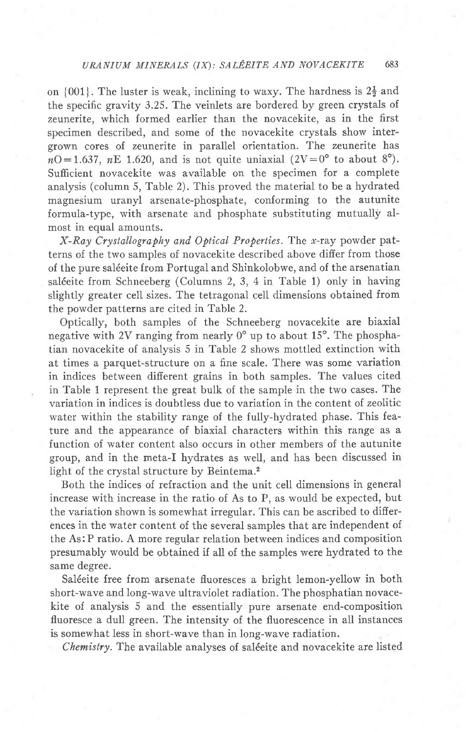on {001}. The luster is weak, inclining to waxy. The hardness is $2\frac{1}{2}$ and the specific gravity 3.25. The veinlets are bordered by green crystals of zeunerite, which formed earlier than the novacekite, as in the first specimen described, and some of the novacekite crystals show intergrown cores of zeunerite in parallel orientation. The zeunerite has $n$O = 1.637, $n$E 1.620, and is not quite uniaxial (2V = 0° to about 8°). Sufficient novacekite was available on the specimen for a complete analysis (column 5, Table 2). This proved the material to be a hydrated magnesium uranyl arsenate-phosphate, conforming to the autunite formula-type, with arsenate and phosphate substituting mutually almost in equal amounts.

*X-Ray Crystallography and Optical Properties.* The $x$-ray powder patterns of the two samples of novacekite described above differ from those of the pure saléeite from Portugal and Shinkolobwe, and of the arsenatian saléeite from Schneeberg (Columns 2, 3, 4 in Table 1) only in having slightly greater cell sizes. The tetragonal cell dimensions obtained from the powder patterns are cited in Table 2.

Optically, both samples of the Schneeberg novacekite are biaxial negative with 2V ranging from nearly 0° up to about 15°. The phosphatian novacekite of analysis 5 in Table 2 shows mottled extinction with at times a parquet-structure on a fine scale. There was some variation in indices between different grains in both samples. The values cited in Table 1 represent the great bulk of the sample in the two cases. The variation in indices is doubtless due to variation in the content of zeolitic water within the stability range of the fully-hydrated phase. This feature and the appearance of biaxial characters within this range as a function of water content also occurs in other members of the autunite group, and in the meta-I hydrates as well, and has been discussed in light of the crystal structure by Beintema.[2]

Both the indices of refraction and the unit cell dimensions in general increase with increase in the ratio of As to P, as would be expected, but the variation shown is somewhat irregular. This can be ascribed to differences in the water content of the several samples that are independent of the As:P ratio. A more regular relation between indices and composition presumably would be obtained if all of the samples were hydrated to the same degree.

Saléeite free from arsenate fluoresces a bright lemon-yellow in both short-wave and long-wave ultraviolet radiation. The phosphatian novacekite of analysis 5 and the essentially pure arsenate end-composition fluoresce a dull green. The intensity of the fluorescence in all instances is somewhat less in short-wave than in long-wave radiation.

*Chemistry.* The available analyses of saléeite and novacekite are listed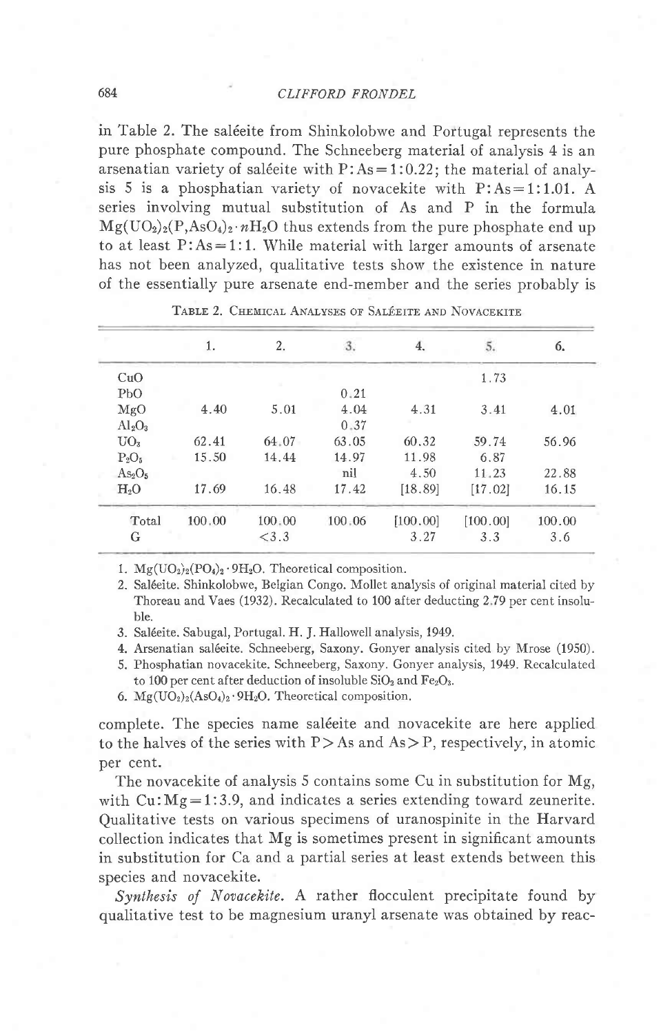in Table 2. The saléeite from Shinkolobwe and Portugal represents the pure phosphate compound. The Schneeberg material of analysis 4 is an arsenatian variety of saléeite with P:As = 1:0.22; the material of analysis 5 is a phosphatian variety of novacekite with P:As = 1:1.01. A series involving mutual substitution of As and P in the formula $Mg(UO_2)_2(P,AsO_4)_2 \cdot nH_2O$ thus extends from the pure phosphate end up to at least P:As = 1:1. While material with larger amounts of arsenate has not been analyzed, qualitative tests show the existence in nature of the essentially pure arsenate end-member and the series probably is complete. The species name saléeite and novacekite are here applied to the halves of the series with P > As and As > P, respectively, in atomic per cent.

TABLE 2. CHEMICAL ANALYSES OF SALÉEITE AND NOVACEKITE

| | 1. | 2. | 3. | 4. | 5. | 6. |
|---|---|---|---|---|---|---|
| CuO | | | | | 1.73 | |
| PbO | | | 0.21 | | | |
| MgO | 4.40 | 5.01 | 4.04 | 4.31 | 3.41 | 4.01 |
| $Al_2O_3$ | | | 0.37 | | | |
| $UO_3$ | 62.41 | 64.07 | 63.05 | 60.32 | 59.74 | 56.96 |
| $P_2O_5$ | 15.50 | 14.44 | 14.97 | 11.98 | 6.87 | |
| $As_2O_5$ | | | nil | 4.50 | 11.23 | 22.88 |
| $H_2O$ | 17.69 | 16.48 | 17.42 | [18.89] | [17.02] | 16.15 |
| Total | 100.00 | 100.00 | 100.06 | [100.00] | [100.00] | 100.00 |
| G | | <3.3 | | 3.27 | 3.3 | 3.6 |

1. $Mg(UO_2)_2(PO_4)_2 \cdot 9H_2O$. Theoretical composition.
2. Saléeite. Shinkolobwe, Belgian Congo. Mollet analysis of original material cited by Thoreau and Vaes (1932). Recalculated to 100 after deducting 2.79 per cent insoluble.
3. Saléeite. Sabugal, Portugal. H. J. Hallowell analysis, 1949.
4. Arsenatian saléeite. Schneeberg, Saxony. Gonyer analysis cited by Mrose (1950).
5. Phosphatian novacekite. Schneeberg, Saxony. Gonyer analysis, 1949. Recalculated to 100 per cent after deduction of insoluble $SiO_2$ and $Fe_2O_3$.
6. $Mg(UO_2)_2(AsO_4)_2 \cdot 9H_2O$. Theoretical composition.

The novacekite of analysis 5 contains some Cu in substitution for Mg, with Cu:Mg = 1:3.9, and indicates a series extending toward zeunerite. Qualitative tests on various specimens of uranospinite in the Harvard collection indicates that Mg is sometimes present in significant amounts in substitution for Ca and a partial series at least extends between this species and novacekite.

*Synthesis of Novacekite.* A rather flocculent precipitate found by qualitative test to be magnesium uranyl arsenate was obtained by reac-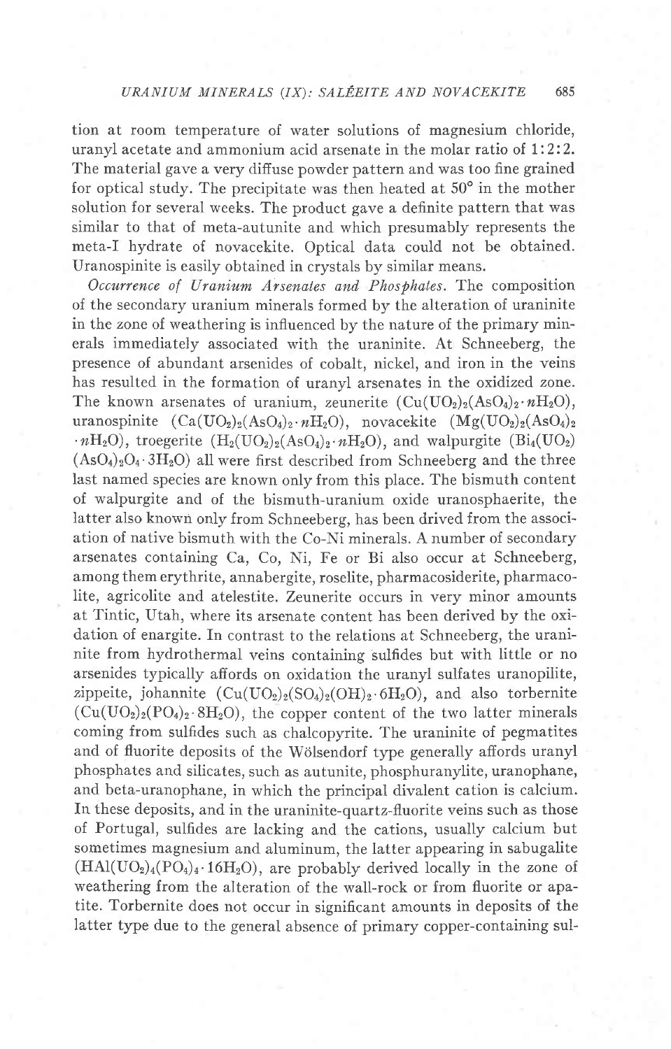tion at room temperature of water solutions of magnesium chloride, uranyl acetate and ammonium acid arsenate in the molar ratio of 1:2:2. The material gave a very diffuse powder pattern and was too fine grained for optical study. The precipitate was then heated at 50° in the mother solution for several weeks. The product gave a definite pattern that was similar to that of meta-autunite and which presumably represents the meta-I hydrate of novacekite. Optical data could not be obtained. Uranospinite is easily obtained in crystals by similar means.

*Occurrence of Uranium Arsenates and Phosphates.* The composition of the secondary uranium minerals formed by the alteration of uraninite in the zone of weathering is influenced by the nature of the primary minerals immediately associated with the uraninite. At Schneeberg, the presence of abundant arsenides of cobalt, nickel, and iron in the veins has resulted in the formation of uranyl arsenates in the oxidized zone. The known arsenates of uranium, zeunerite ($Cu(UO_2)_2(AsO_4)_2 \cdot nH_2O$), uranospinite ($Ca(UO_2)_2(AsO_4)_2 \cdot nH_2O$), novacekite ($Mg(UO_2)_2(AsO_4)_2 \cdot nH_2O$), troegerite ($H_2(UO_2)_2(AsO_4)_2 \cdot nH_2O$), and walpurgite ($Bi_4(UO_2)(AsO_4)_2O_4 \cdot 3H_2O$) all were first described from Schneeberg and the three last named species are known only from this place. The bismuth content of walpurgite and of the bismuth-uranium oxide uranosphaerite, the latter also known only from Schneeberg, has been drived from the association of native bismuth with the Co-Ni minerals. A number of secondary arsenates containing Ca, Co, Ni, Fe or Bi also occur at Schneeberg, among them erythrite, annabergite, roselite, pharmacosiderite, pharmacolite, agricolite and atelestite. Zeunerite occurs in very minor amounts at Tintic, Utah, where its arsenate content has been derived by the oxidation of enargite. In contrast to the relations at Schneeberg, the uraninite from hydrothermal veins containing sulfides but with little or no arsenides typically affords on oxidation the uranyl sulfates uranopilite, zippeite, johannite ($Cu(UO_2)_2(SO_4)_2(OH)_2 \cdot 6H_2O$), and also torbernite ($Cu(UO_2)_2(PO_4)_2 \cdot 8H_2O$), the copper content of the two latter minerals coming from sulfides such as chalcopyrite. The uraninite of pegmatites and of fluorite deposits of the Wölsendorf type generally affords uranyl phosphates and silicates, such as autunite, phosphuranylite, uranophane, and beta-uranophane, in which the principal divalent cation is calcium. In these deposits, and in the uraninite-quartz-fluorite veins such as those of Portugal, sulfides are lacking and the cations, usually calcium but sometimes magnesium and aluminum, the latter appearing in sabugalite ($HAl(UO_2)_4(PO_4)_4 \cdot 16H_2O$), are probably derived locally in the zone of weathering from the alteration of the wall-rock or from fluorite or apatite. Torbernite does not occur in significant amounts in deposits of the latter type due to the general absence of primary copper-containing sul-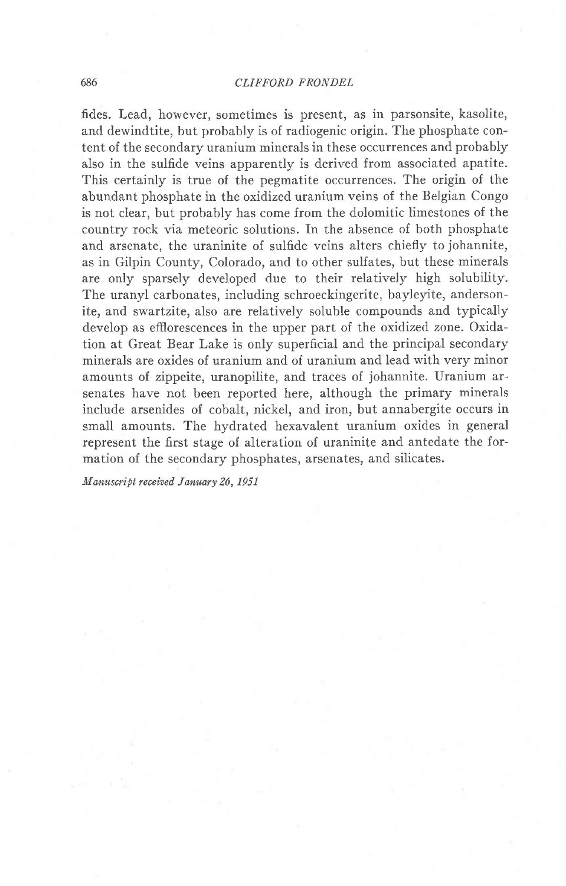fides. Lead, however, sometimes is present, as in parsonsite, kasolite, and dewindtite, but probably is of radiogenic origin. The phosphate content of the secondary uranium minerals in these occurrences and probably also in the sulfide veins apparently is derived from associated apatite. This certainly is true of the pegmatite occurrences. The origin of the abundant phosphate in the oxidized uranium veins of the Belgian Congo is not clear, but probably has come from the dolomitic limestones of the country rock via meteoric solutions. In the absence of both phosphate and arsenate, the uraninite of sulfide veins alters chiefly to johannite, as in Gilpin County, Colorado, and to other sulfates, but these minerals are only sparsely developed due to their relatively high solubility. The uranyl carbonates, including schroeckingerite, bayleyite, andersonite, and swartzite, also are relatively soluble compounds and typically develop as efflorescences in the upper part of the oxidized zone. Oxidation at Great Bear Lake is only superficial and the principal secondary minerals are oxides of uranium and of uranium and lead with very minor amounts of zippeite, uranopilite, and traces of johannite. Uranium arsenates have not been reported here, although the primary minerals include arsenides of cobalt, nickel, and iron, but annabergite occurs in small amounts. The hydrated hexavalent uranium oxides in general represent the first stage of alteration of uraninite and antedate the formation of the secondary phosphates, arsenates, and silicates.

*Manuscript received January 26, 1951*